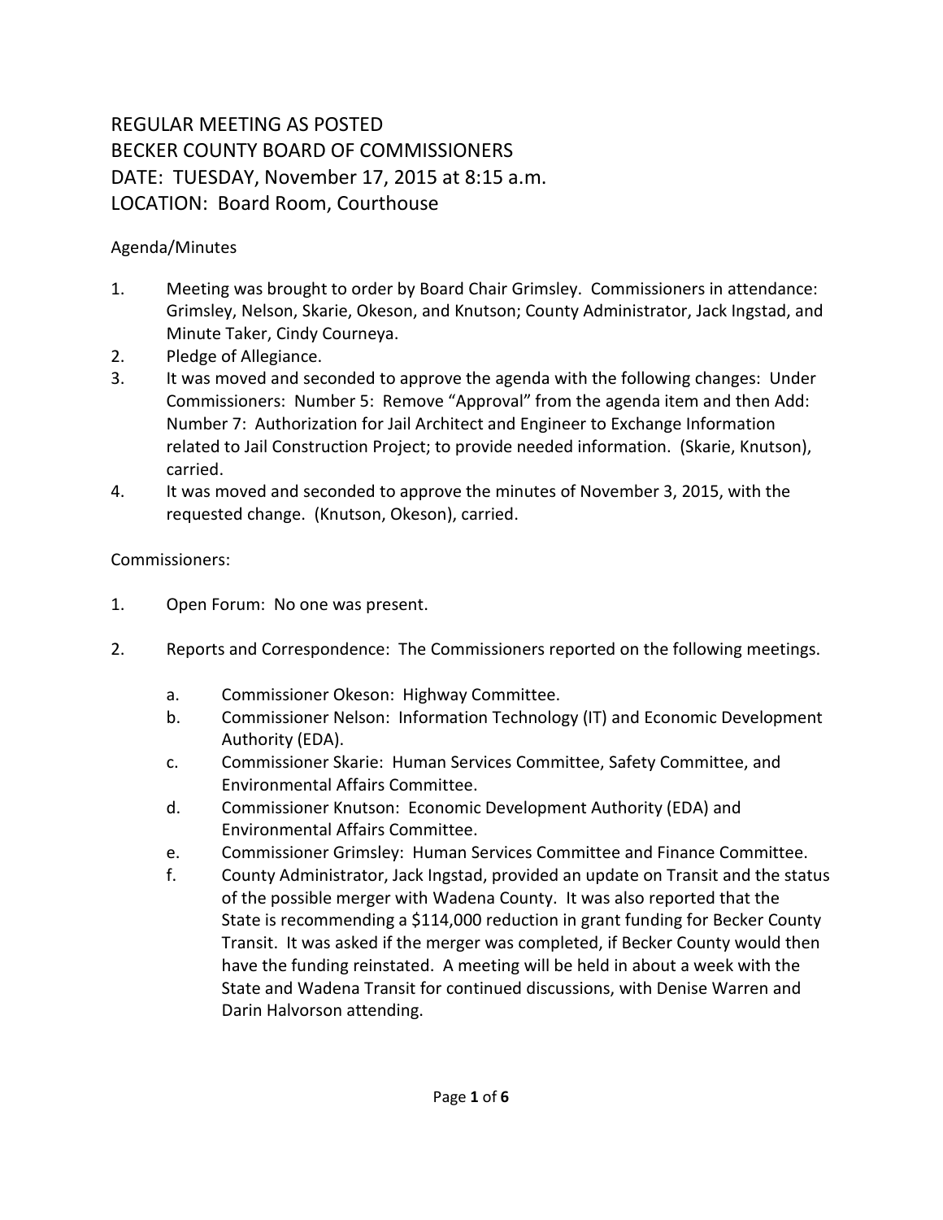# REGULAR MEETING AS POSTED
# BECKER COUNTY BOARD OF COMMISSIONERS
# DATE: TUESDAY, November 17, 2015 at 8:15 a.m.
# LOCATION: Board Room, Courthouse

Agenda/Minutes

1. Meeting was brought to order by Board Chair Grimsley. Commissioners in attendance: Grimsley, Nelson, Skarie, Okeson, and Knutson; County Administrator, Jack Ingstad, and Minute Taker, Cindy Courneya.
2. Pledge of Allegiance.
3. It was moved and seconded to approve the agenda with the following changes: Under Commissioners: Number 5: Remove "Approval" from the agenda item and then Add: Number 7: Authorization for Jail Architect and Engineer to Exchange Information related to Jail Construction Project; to provide needed information. (Skarie, Knutson), carried.
4. It was moved and seconded to approve the minutes of November 3, 2015, with the requested change. (Knutson, Okeson), carried.

Commissioners:

1. Open Forum: No one was present.

2. Reports and Correspondence: The Commissioners reported on the following meetings.

   a. Commissioner Okeson: Highway Committee.
   b. Commissioner Nelson: Information Technology (IT) and Economic Development Authority (EDA).
   c. Commissioner Skarie: Human Services Committee, Safety Committee, and Environmental Affairs Committee.
   d. Commissioner Knutson: Economic Development Authority (EDA) and Environmental Affairs Committee.
   e. Commissioner Grimsley: Human Services Committee and Finance Committee.
   f. County Administrator, Jack Ingstad, provided an update on Transit and the status of the possible merger with Wadena County. It was also reported that the State is recommending a $114,000 reduction in grant funding for Becker County Transit. It was asked if the merger was completed, if Becker County would then have the funding reinstated. A meeting will be held in about a week with the State and Wadena Transit for continued discussions, with Denise Warren and Darin Halvorson attending.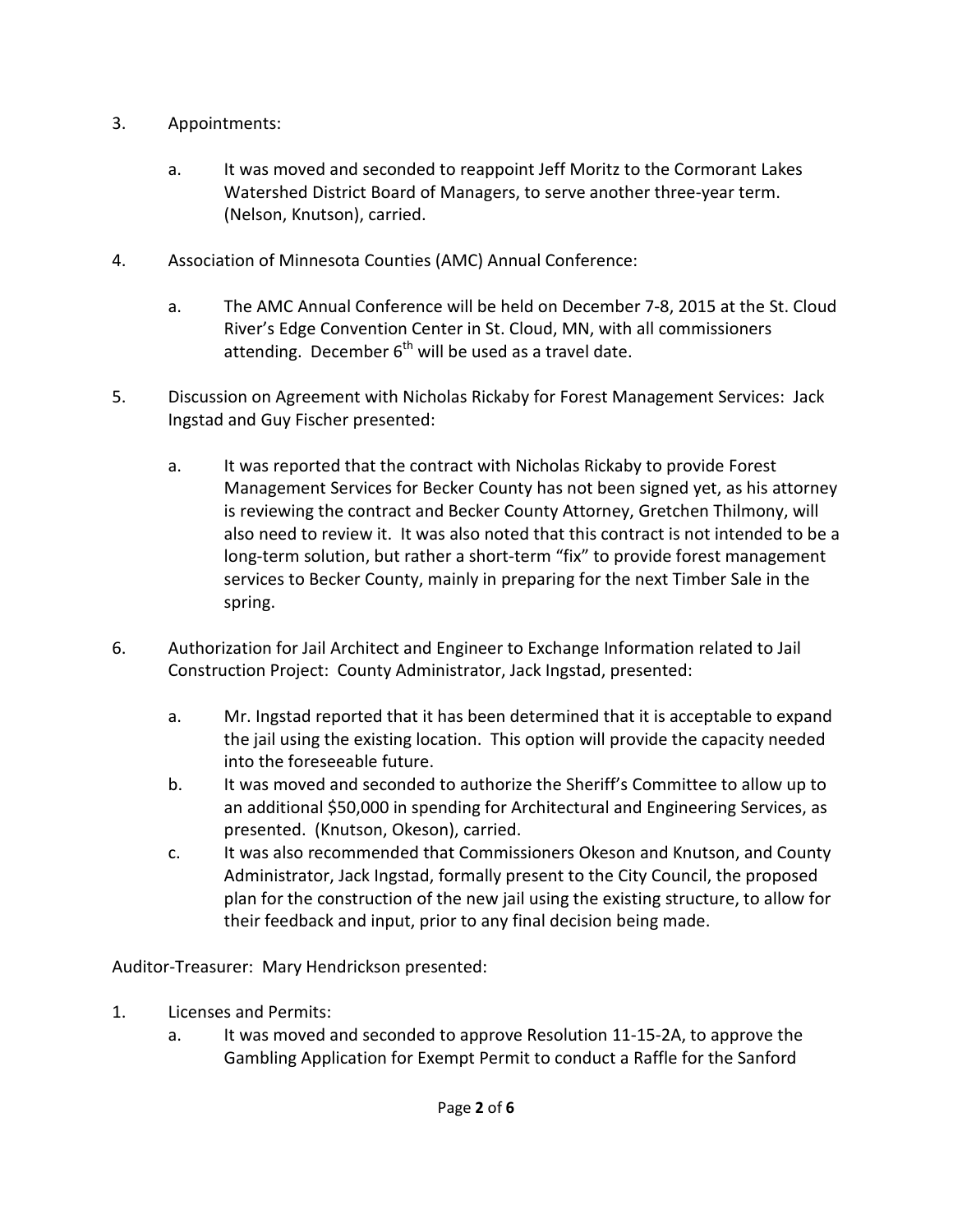3. Appointments:

   a. It was moved and seconded to reappoint Jeff Moritz to the Cormorant Lakes Watershed District Board of Managers, to serve another three-year term. (Nelson, Knutson), carried.

4. Association of Minnesota Counties (AMC) Annual Conference:

   a. The AMC Annual Conference will be held on December 7-8, 2015 at the St. Cloud River's Edge Convention Center in St. Cloud, MN, with all commissioners attending. December 6th will be used as a travel date.

5. Discussion on Agreement with Nicholas Rickaby for Forest Management Services: Jack Ingstad and Guy Fischer presented:

   a. It was reported that the contract with Nicholas Rickaby to provide Forest Management Services for Becker County has not been signed yet, as his attorney is reviewing the contract and Becker County Attorney, Gretchen Thilmony, will also need to review it. It was also noted that this contract is not intended to be a long-term solution, but rather a short-term "fix" to provide forest management services to Becker County, mainly in preparing for the next Timber Sale in the spring.

6. Authorization for Jail Architect and Engineer to Exchange Information related to Jail Construction Project: County Administrator, Jack Ingstad, presented:

   a. Mr. Ingstad reported that it has been determined that it is acceptable to expand the jail using the existing location. This option will provide the capacity needed into the foreseeable future.
   b. It was moved and seconded to authorize the Sheriff's Committee to allow up to an additional $50,000 in spending for Architectural and Engineering Services, as presented. (Knutson, Okeson), carried.
   c. It was also recommended that Commissioners Okeson and Knutson, and County Administrator, Jack Ingstad, formally present to the City Council, the proposed plan for the construction of the new jail using the existing structure, to allow for their feedback and input, prior to any final decision being made.

Auditor-Treasurer: Mary Hendrickson presented:

1. Licenses and Permits:
   a. It was moved and seconded to approve Resolution 11-15-2A, to approve the Gambling Application for Exempt Permit to conduct a Raffle for the Sanford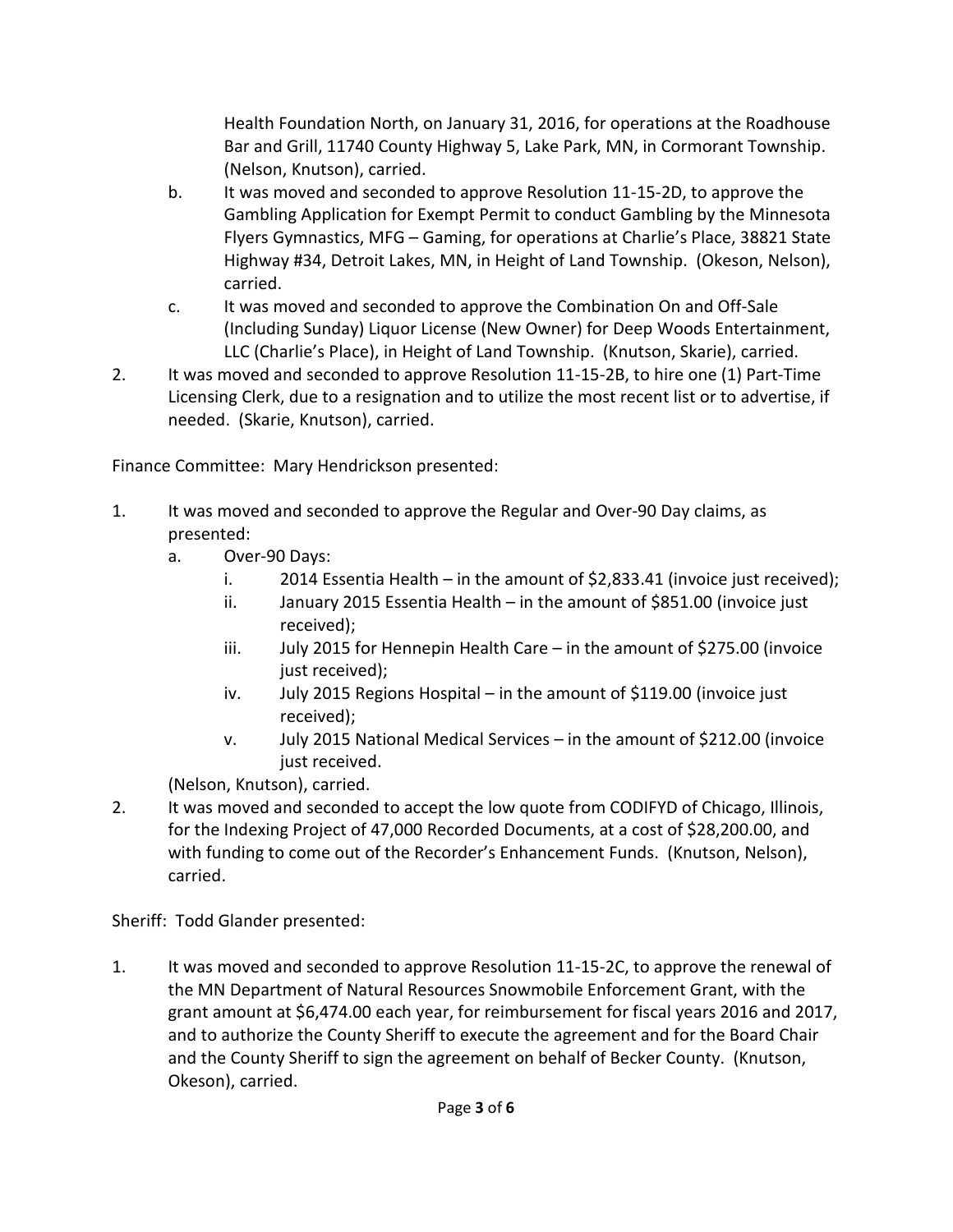Health Foundation North, on January 31, 2016, for operations at the Roadhouse Bar and Grill, 11740 County Highway 5, Lake Park, MN, in Cormorant Township. (Nelson, Knutson), carried.

b. It was moved and seconded to approve Resolution 11-15-2D, to approve the Gambling Application for Exempt Permit to conduct Gambling by the Minnesota Flyers Gymnastics, MFG – Gaming, for operations at Charlie's Place, 38821 State Highway #34, Detroit Lakes, MN, in Height of Land Township. (Okeson, Nelson), carried.

c. It was moved and seconded to approve the Combination On and Off-Sale (Including Sunday) Liquor License (New Owner) for Deep Woods Entertainment, LLC (Charlie's Place), in Height of Land Township. (Knutson, Skarie), carried.

2. It was moved and seconded to approve Resolution 11-15-2B, to hire one (1) Part-Time Licensing Clerk, due to a resignation and to utilize the most recent list or to advertise, if needed. (Skarie, Knutson), carried.

Finance Committee: Mary Hendrickson presented:

1. It was moved and seconded to approve the Regular and Over-90 Day claims, as presented:
   a. Over-90 Days:
      i. 2014 Essentia Health – in the amount of $2,833.41 (invoice just received);
      ii. January 2015 Essentia Health – in the amount of $851.00 (invoice just received);
      iii. July 2015 for Hennepin Health Care – in the amount of $275.00 (invoice just received);
      iv. July 2015 Regions Hospital – in the amount of $119.00 (invoice just received);
      v. July 2015 National Medical Services – in the amount of $212.00 (invoice just received.

   (Nelson, Knutson), carried.

2. It was moved and seconded to accept the low quote from CODIFYD of Chicago, Illinois, for the Indexing Project of 47,000 Recorded Documents, at a cost of $28,200.00, and with funding to come out of the Recorder's Enhancement Funds. (Knutson, Nelson), carried.

Sheriff: Todd Glander presented:

1. It was moved and seconded to approve Resolution 11-15-2C, to approve the renewal of the MN Department of Natural Resources Snowmobile Enforcement Grant, with the grant amount at $6,474.00 each year, for reimbursement for fiscal years 2016 and 2017, and to authorize the County Sheriff to execute the agreement and for the Board Chair and the County Sheriff to sign the agreement on behalf of Becker County. (Knutson, Okeson), carried.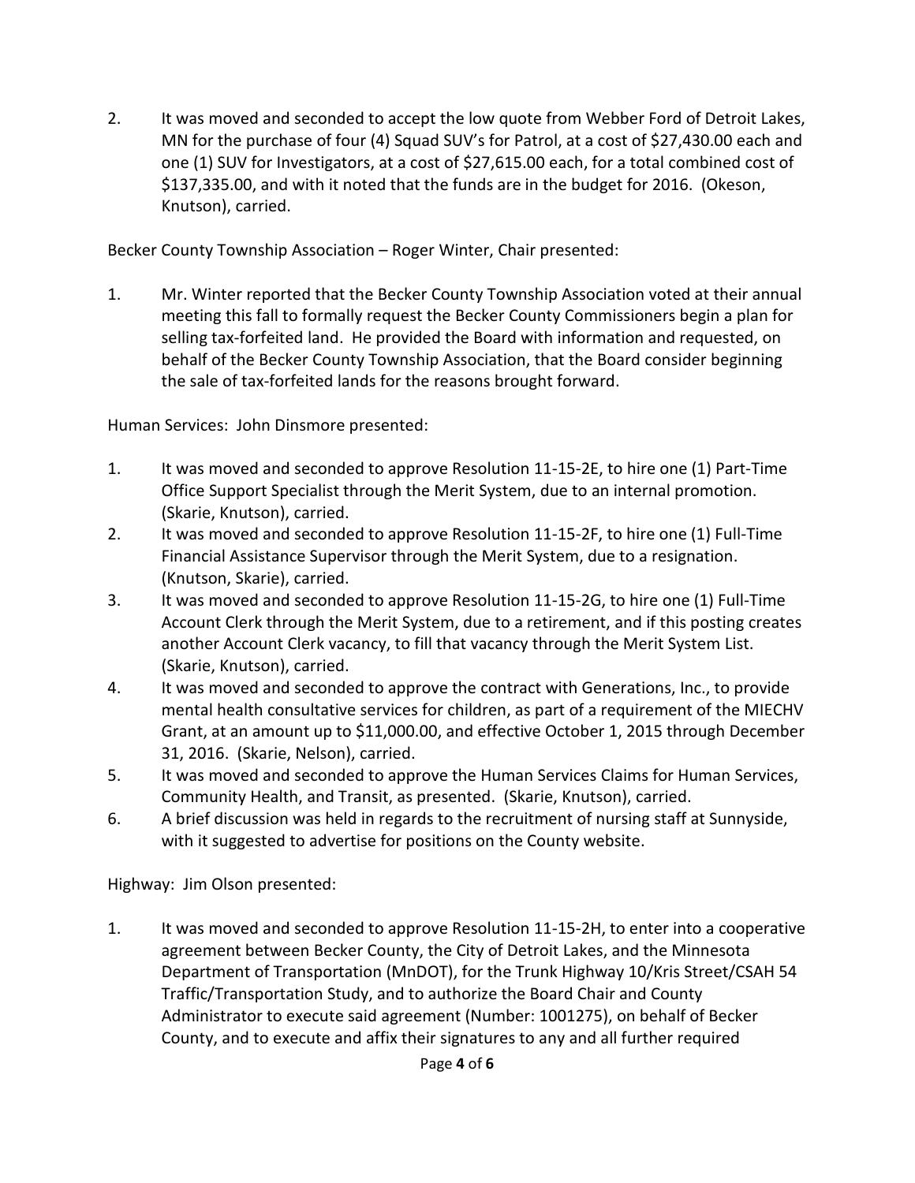2. It was moved and seconded to accept the low quote from Webber Ford of Detroit Lakes, MN for the purchase of four (4) Squad SUV's for Patrol, at a cost of $27,430.00 each and one (1) SUV for Investigators, at a cost of $27,615.00 each, for a total combined cost of $137,335.00, and with it noted that the funds are in the budget for 2016. (Okeson, Knutson), carried.

Becker County Township Association – Roger Winter, Chair presented:

1. Mr. Winter reported that the Becker County Township Association voted at their annual meeting this fall to formally request the Becker County Commissioners begin a plan for selling tax-forfeited land. He provided the Board with information and requested, on behalf of the Becker County Township Association, that the Board consider beginning the sale of tax-forfeited lands for the reasons brought forward.

Human Services: John Dinsmore presented:

1. It was moved and seconded to approve Resolution 11-15-2E, to hire one (1) Part-Time Office Support Specialist through the Merit System, due to an internal promotion. (Skarie, Knutson), carried.
2. It was moved and seconded to approve Resolution 11-15-2F, to hire one (1) Full-Time Financial Assistance Supervisor through the Merit System, due to a resignation. (Knutson, Skarie), carried.
3. It was moved and seconded to approve Resolution 11-15-2G, to hire one (1) Full-Time Account Clerk through the Merit System, due to a retirement, and if this posting creates another Account Clerk vacancy, to fill that vacancy through the Merit System List. (Skarie, Knutson), carried.
4. It was moved and seconded to approve the contract with Generations, Inc., to provide mental health consultative services for children, as part of a requirement of the MIECHV Grant, at an amount up to $11,000.00, and effective October 1, 2015 through December 31, 2016. (Skarie, Nelson), carried.
5. It was moved and seconded to approve the Human Services Claims for Human Services, Community Health, and Transit, as presented. (Skarie, Knutson), carried.
6. A brief discussion was held in regards to the recruitment of nursing staff at Sunnyside, with it suggested to advertise for positions on the County website.

Highway: Jim Olson presented:

1. It was moved and seconded to approve Resolution 11-15-2H, to enter into a cooperative agreement between Becker County, the City of Detroit Lakes, and the Minnesota Department of Transportation (MnDOT), for the Trunk Highway 10/Kris Street/CSAH 54 Traffic/Transportation Study, and to authorize the Board Chair and County Administrator to execute said agreement (Number: 1001275), on behalf of Becker County, and to execute and affix their signatures to any and all further required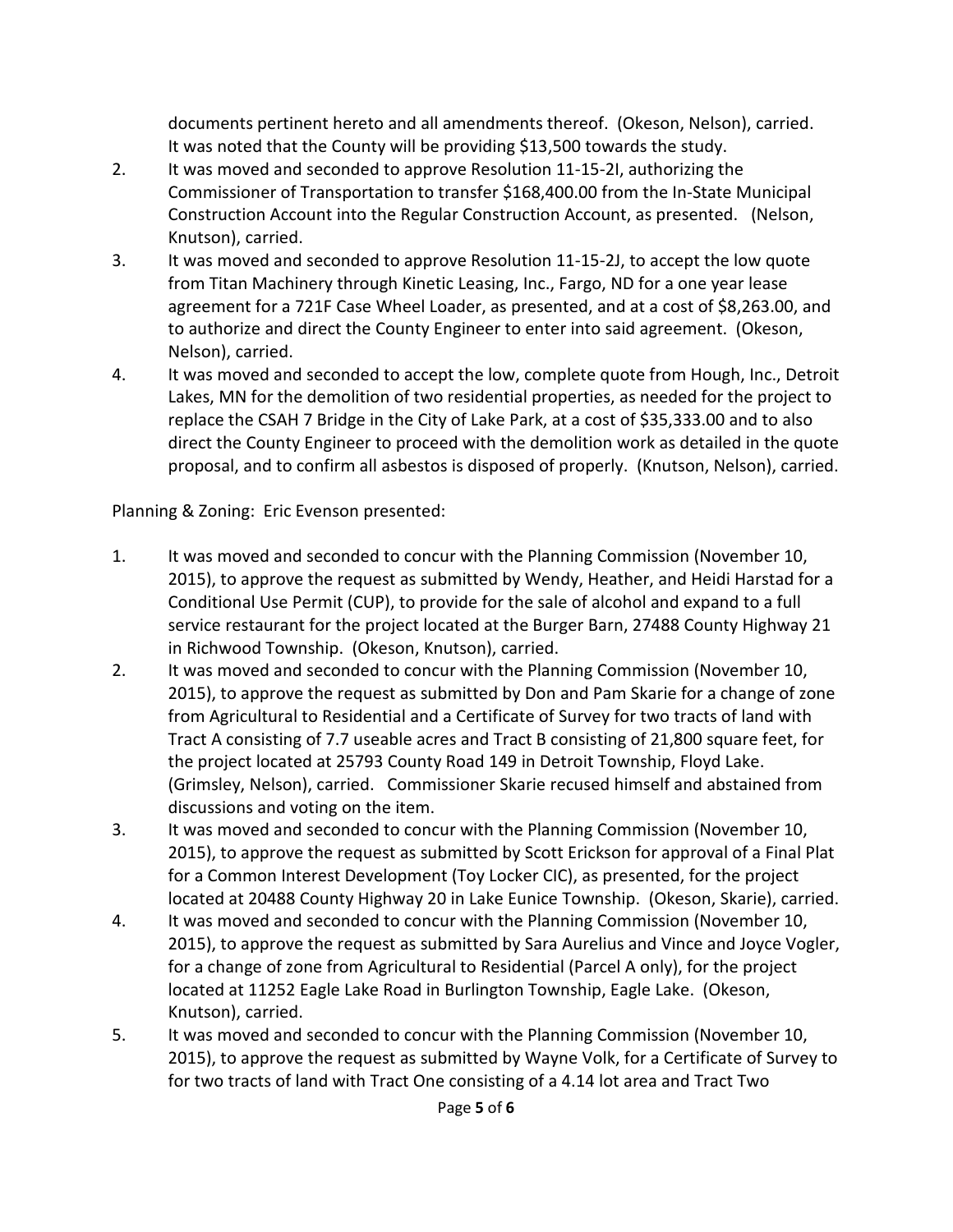documents pertinent hereto and all amendments thereof. (Okeson, Nelson), carried. It was noted that the County will be providing $13,500 towards the study.

2. It was moved and seconded to approve Resolution 11-15-2I, authorizing the Commissioner of Transportation to transfer $168,400.00 from the In-State Municipal Construction Account into the Regular Construction Account, as presented. (Nelson, Knutson), carried.
3. It was moved and seconded to approve Resolution 11-15-2J, to accept the low quote from Titan Machinery through Kinetic Leasing, Inc., Fargo, ND for a one year lease agreement for a 721F Case Wheel Loader, as presented, and at a cost of $8,263.00, and to authorize and direct the County Engineer to enter into said agreement. (Okeson, Nelson), carried.
4. It was moved and seconded to accept the low, complete quote from Hough, Inc., Detroit Lakes, MN for the demolition of two residential properties, as needed for the project to replace the CSAH 7 Bridge in the City of Lake Park, at a cost of $35,333.00 and to also direct the County Engineer to proceed with the demolition work as detailed in the quote proposal, and to confirm all asbestos is disposed of properly. (Knutson, Nelson), carried.

Planning & Zoning: Eric Evenson presented:

1. It was moved and seconded to concur with the Planning Commission (November 10, 2015), to approve the request as submitted by Wendy, Heather, and Heidi Harstad for a Conditional Use Permit (CUP), to provide for the sale of alcohol and expand to a full service restaurant for the project located at the Burger Barn, 27488 County Highway 21 in Richwood Township. (Okeson, Knutson), carried.
2. It was moved and seconded to concur with the Planning Commission (November 10, 2015), to approve the request as submitted by Don and Pam Skarie for a change of zone from Agricultural to Residential and a Certificate of Survey for two tracts of land with Tract A consisting of 7.7 useable acres and Tract B consisting of 21,800 square feet, for the project located at 25793 County Road 149 in Detroit Township, Floyd Lake. (Grimsley, Nelson), carried. Commissioner Skarie recused himself and abstained from discussions and voting on the item.
3. It was moved and seconded to concur with the Planning Commission (November 10, 2015), to approve the request as submitted by Scott Erickson for approval of a Final Plat for a Common Interest Development (Toy Locker CIC), as presented, for the project located at 20488 County Highway 20 in Lake Eunice Township. (Okeson, Skarie), carried.
4. It was moved and seconded to concur with the Planning Commission (November 10, 2015), to approve the request as submitted by Sara Aurelius and Vince and Joyce Vogler, for a change of zone from Agricultural to Residential (Parcel A only), for the project located at 11252 Eagle Lake Road in Burlington Township, Eagle Lake. (Okeson, Knutson), carried.
5. It was moved and seconded to concur with the Planning Commission (November 10, 2015), to approve the request as submitted by Wayne Volk, for a Certificate of Survey to for two tracts of land with Tract One consisting of a 4.14 lot area and Tract Two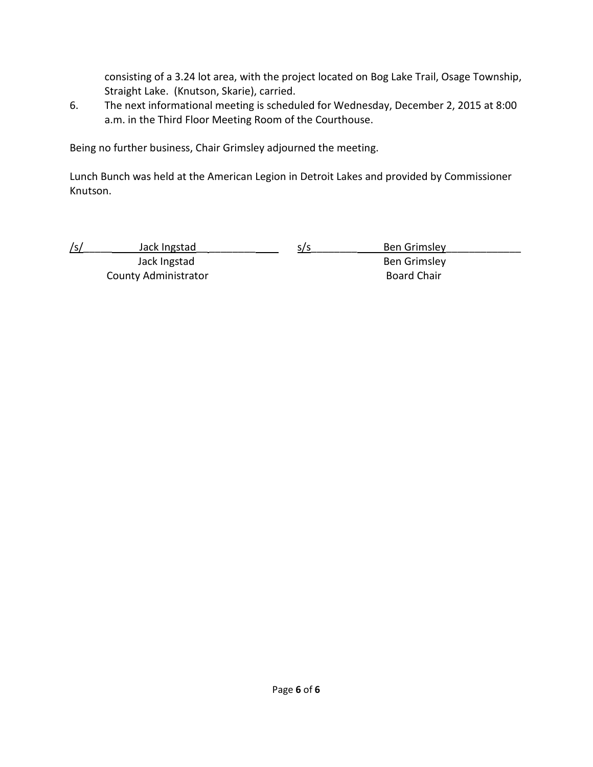consisting of a 3.24 lot area, with the project located on Bog Lake Trail, Osage Township, Straight Lake. (Knutson, Skarie), carried.

6. The next informational meeting is scheduled for Wednesday, December 2, 2015 at 8:00 a.m. in the Third Floor Meeting Room of the Courthouse.

Being no further business, Chair Grimsley adjourned the meeting.

Lunch Bunch was held at the American Legion in Detroit Lakes and provided by Commissioner Knutson.

| | |
|---|---|
| /s/ Jack Ingstad | s/s Ben Grimsley |
| Jack Ingstad | Ben Grimsley |
| County Administrator | Board Chair |